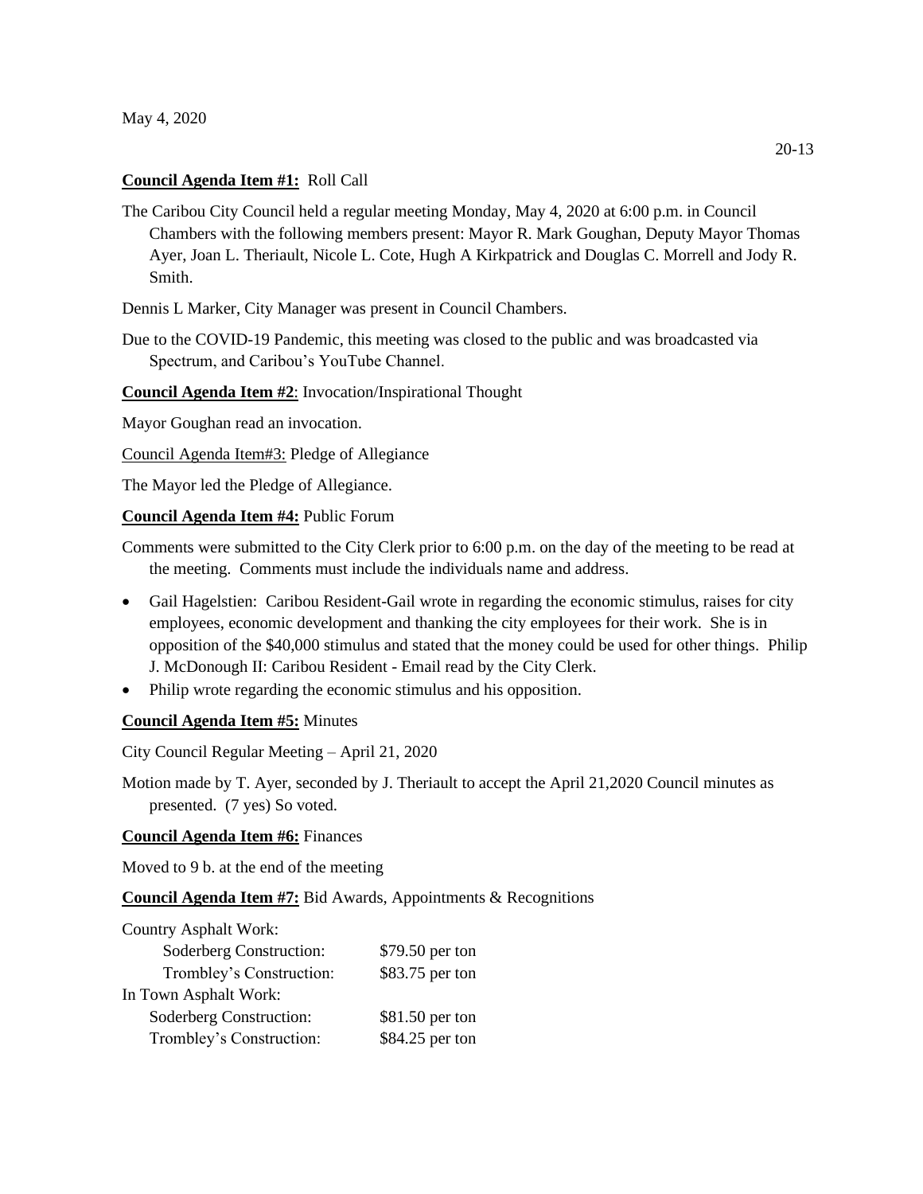May 4, 2020

**Council Agenda Item #1:** Roll Call

The Caribou City Council held a regular meeting Monday, May 4, 2020 at 6:00 p.m. in Council Chambers with the following members present: Mayor R. Mark Goughan, Deputy Mayor Thomas Ayer, Joan L. Theriault, Nicole L. Cote, Hugh A Kirkpatrick and Douglas C. Morrell and Jody R. Smith.

Dennis L Marker, City Manager was present in Council Chambers.

Due to the COVID-19 Pandemic, this meeting was closed to the public and was broadcasted via Spectrum, and Caribou's YouTube Channel.

**Council Agenda Item #2**: Invocation/Inspirational Thought

Mayor Goughan read an invocation.

Council Agenda Item#3: Pledge of Allegiance

The Mayor led the Pledge of Allegiance.

**Council Agenda Item #4:** Public Forum

Comments were submitted to the City Clerk prior to 6:00 p.m. on the day of the meeting to be read at the meeting. Comments must include the individuals name and address.

- Gail Hagelstien: Caribou Resident-Gail wrote in regarding the economic stimulus, raises for city employees, economic development and thanking the city employees for their work. She is in opposition of the $40,000 stimulus and stated that the money could be used for other things. Philip J. McDonough II: Caribou Resident - Email read by the City Clerk.
- Philip wrote regarding the economic stimulus and his opposition.

**Council Agenda Item #5:** Minutes

City Council Regular Meeting – April 21, 2020

Motion made by T. Ayer, seconded by J. Theriault to accept the April 21,2020 Council minutes as presented. (7 yes) So voted.

**Council Agenda Item #6:** Finances

Moved to 9 b. at the end of the meeting

**Council Agenda Item #7:** Bid Awards, Appointments & Recognitions

Country Asphalt Work:

| | |
|---|---|
| Soderberg Construction: | $79.50 per ton |
| Trombley's Construction: | $83.75 per ton |

In Town Asphalt Work:

| | |
|---|---|
| Soderberg Construction: | $81.50 per ton |
| Trombley's Construction: | $84.25 per ton |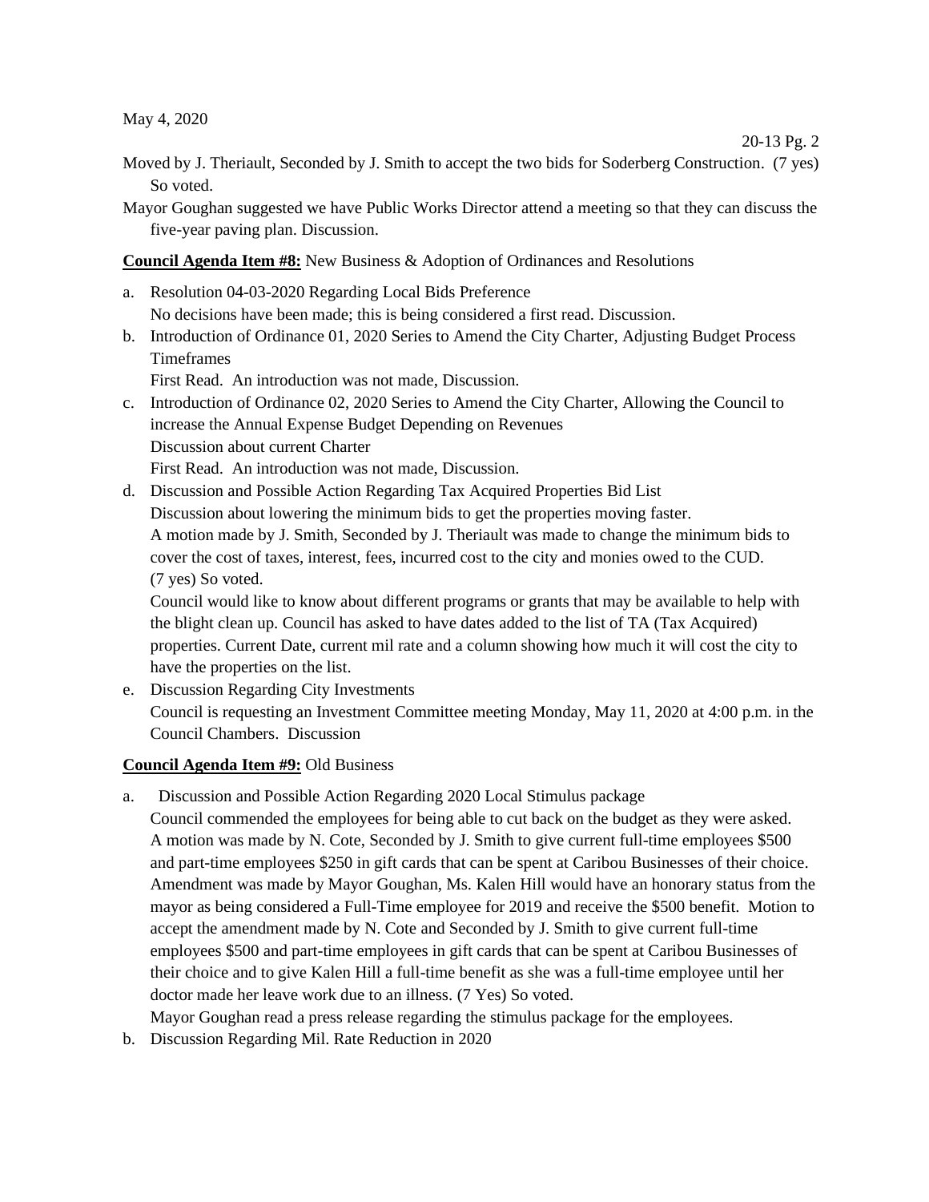May 4, 2020

20-13 Pg. 2

Moved by J. Theriault, Seconded by J. Smith to accept the two bids for Soderberg Construction. (7 yes) So voted.

Mayor Goughan suggested we have Public Works Director attend a meeting so that they can discuss the five-year paving plan. Discussion.

**Council Agenda Item #8:** New Business & Adoption of Ordinances and Resolutions

a. Resolution 04-03-2020 Regarding Local Bids Preference
   No decisions have been made; this is being considered a first read. Discussion.
b. Introduction of Ordinance 01, 2020 Series to Amend the City Charter, Adjusting Budget Process Timeframes
   First Read. An introduction was not made, Discussion.
c. Introduction of Ordinance 02, 2020 Series to Amend the City Charter, Allowing the Council to increase the Annual Expense Budget Depending on Revenues
   Discussion about current Charter
   First Read. An introduction was not made, Discussion.
d. Discussion and Possible Action Regarding Tax Acquired Properties Bid List
   Discussion about lowering the minimum bids to get the properties moving faster.
   A motion made by J. Smith, Seconded by J. Theriault was made to change the minimum bids to cover the cost of taxes, interest, fees, incurred cost to the city and monies owed to the CUD. (7 yes) So voted.
   Council would like to know about different programs or grants that may be available to help with the blight clean up. Council has asked to have dates added to the list of TA (Tax Acquired) properties. Current Date, current mil rate and a column showing how much it will cost the city to have the properties on the list.
e. Discussion Regarding City Investments
   Council is requesting an Investment Committee meeting Monday, May 11, 2020 at 4:00 p.m. in the Council Chambers. Discussion

**Council Agenda Item #9:** Old Business

a. Discussion and Possible Action Regarding 2020 Local Stimulus package
   Council commended the employees for being able to cut back on the budget as they were asked. A motion was made by N. Cote, Seconded by J. Smith to give current full-time employees $500 and part-time employees $250 in gift cards that can be spent at Caribou Businesses of their choice. Amendment was made by Mayor Goughan, Ms. Kalen Hill would have an honorary status from the mayor as being considered a Full-Time employee for 2019 and receive the $500 benefit. Motion to accept the amendment made by N. Cote and Seconded by J. Smith to give current full-time employees $500 and part-time employees in gift cards that can be spent at Caribou Businesses of their choice and to give Kalen Hill a full-time benefit as she was a full-time employee until her doctor made her leave work due to an illness. (7 Yes) So voted.
   Mayor Goughan read a press release regarding the stimulus package for the employees.
b. Discussion Regarding Mil. Rate Reduction in 2020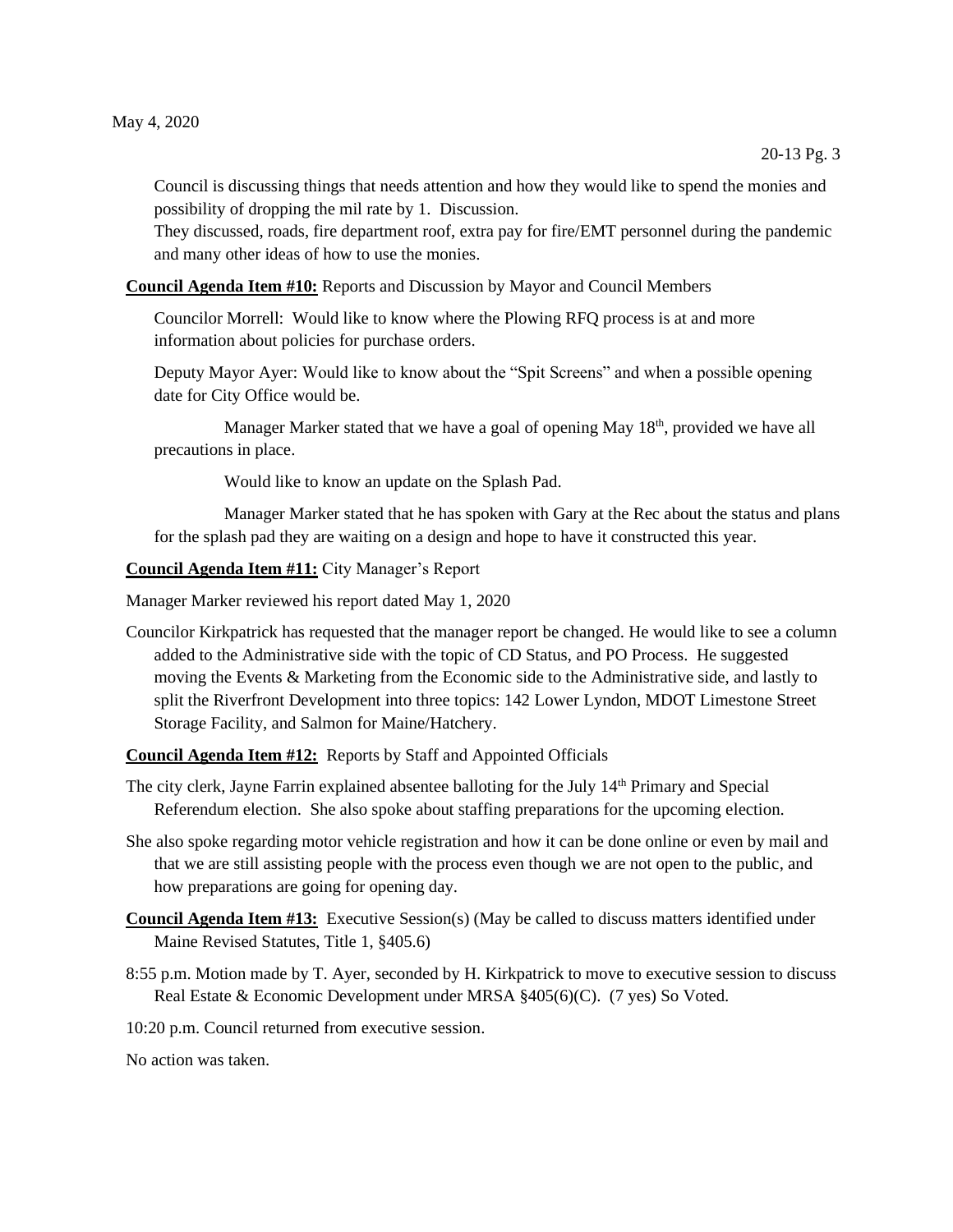May 4, 2020

Council is discussing things that needs attention and how they would like to spend the monies and possibility of dropping the mil rate by 1. Discussion.
They discussed, roads, fire department roof, extra pay for fire/EMT personnel during the pandemic and many other ideas of how to use the monies.

**Council Agenda Item #10:** Reports and Discussion by Mayor and Council Members

Councilor Morrell: Would like to know where the Plowing RFQ process is at and more information about policies for purchase orders.

Deputy Mayor Ayer: Would like to know about the "Spit Screens" and when a possible opening date for City Office would be.

Manager Marker stated that we have a goal of opening May 18th, provided we have all precautions in place.

Would like to know an update on the Splash Pad.

Manager Marker stated that he has spoken with Gary at the Rec about the status and plans for the splash pad they are waiting on a design and hope to have it constructed this year.

**Council Agenda Item #11:** City Manager's Report

Manager Marker reviewed his report dated May 1, 2020

Councilor Kirkpatrick has requested that the manager report be changed. He would like to see a column added to the Administrative side with the topic of CD Status, and PO Process. He suggested moving the Events & Marketing from the Economic side to the Administrative side, and lastly to split the Riverfront Development into three topics: 142 Lower Lyndon, MDOT Limestone Street Storage Facility, and Salmon for Maine/Hatchery.

**Council Agenda Item #12:** Reports by Staff and Appointed Officials

The city clerk, Jayne Farrin explained absentee balloting for the July 14th Primary and Special Referendum election. She also spoke about staffing preparations for the upcoming election.

She also spoke regarding motor vehicle registration and how it can be done online or even by mail and that we are still assisting people with the process even though we are not open to the public, and how preparations are going for opening day.

**Council Agenda Item #13:** Executive Session(s) (May be called to discuss matters identified under Maine Revised Statutes, Title 1, §405.6)

8:55 p.m. Motion made by T. Ayer, seconded by H. Kirkpatrick to move to executive session to discuss Real Estate & Economic Development under MRSA §405(6)(C). (7 yes) So Voted.

10:20 p.m. Council returned from executive session.

No action was taken.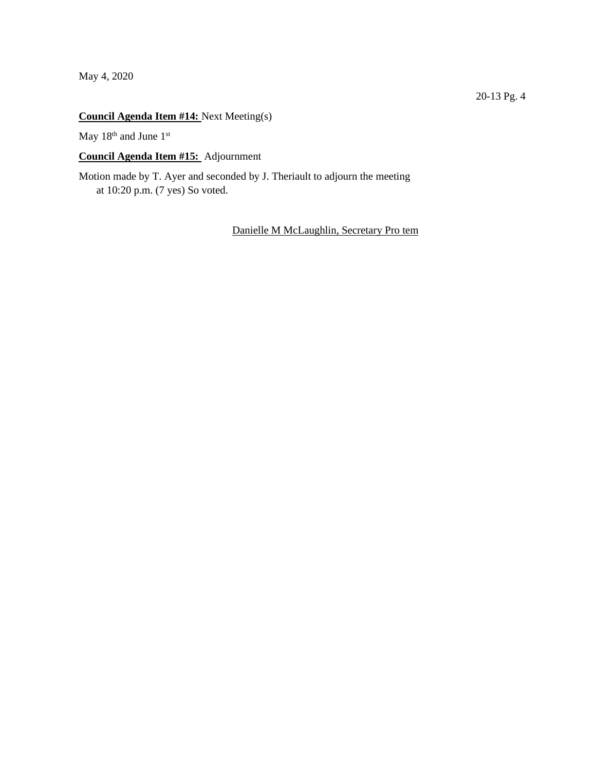May 4, 2020

20-13 Pg. 4

**Council Agenda Item #14:** Next Meeting(s)

May 18th and June 1st

**Council Agenda Item #15:** Adjournment

Motion made by T. Ayer and seconded by J. Theriault to adjourn the meeting at 10:20 p.m. (7 yes) So voted.

Danielle M McLaughlin, Secretary Pro tem